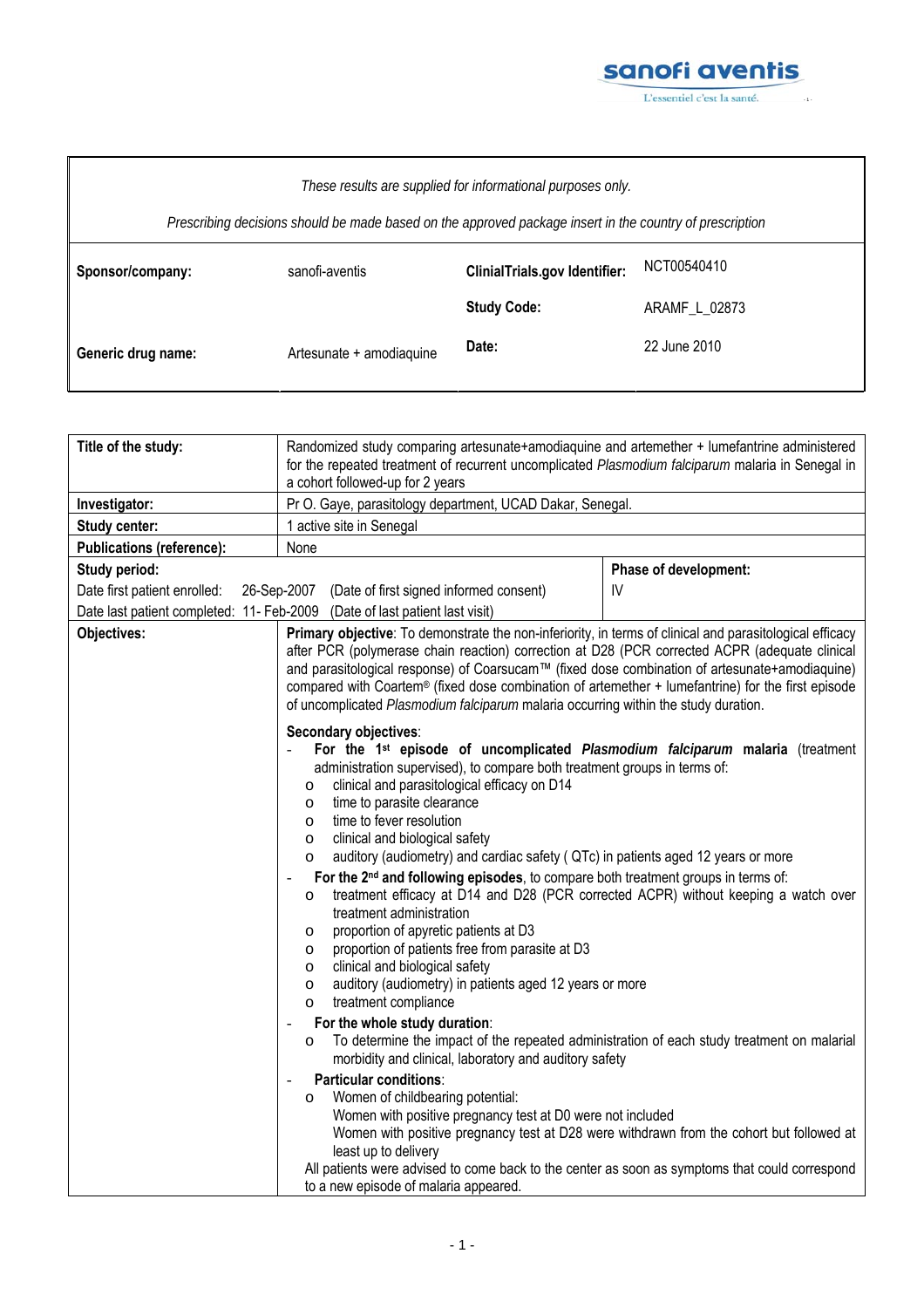*These results are supplied for informational purposes only.*

*Prescribing decisions should be made based on the approved package insert in the country of prescription*

| | | | |
|---|---|---|---|
| **Sponsor/company:** | sanofi-aventis | **ClinialTrials.gov Identifier:** | NCT00540410 |
| | | **Study Code:** | ARAMF_L_02873 |
| **Generic drug name:** | Artesunate + amodiaquine | **Date:** | 22 June 2010 |

| | |
|---|---|
| **Title of the study:** | Randomized study comparing artesunate+amodiaquine and artemether + lumefantrine administered for the repeated treatment of recurrent uncomplicated *Plasmodium falciparum* malaria in Senegal in a cohort followed-up for 2 years |
| **Investigator:** | Pr O. Gaye, parasitology department, UCAD Dakar, Senegal. |
| **Study center:** | 1 active site in Senegal |
| **Publications (reference):** | None |

| | |
|---|---|
| **Study period:**<br>Date first patient enrolled: 26-Sep-2007 (Date of first signed informed consent)<br>Date last patient completed: 11- Feb-2009 (Date of last patient last visit) | **Phase of development:**<br>IV |

**Objectives:**

**Primary objective**: To demonstrate the non-inferiority, in terms of clinical and parasitological efficacy after PCR (polymerase chain reaction) correction at D28 (PCR corrected ACPR (adequate clinical and parasitological response) of Coarsucam™ (fixed dose combination of artesunate+amodiaquine) compared with Coartem® (fixed dose combination of artemether + lumefantrine) for the first episode of uncomplicated *Plasmodium falciparum* malaria occurring within the study duration.

**Secondary objectives**:

- **For the 1st episode of uncomplicated *Plasmodium falciparum* malaria** (treatment administration supervised), to compare both treatment groups in terms of:
  - clinical and parasitological efficacy on D14
  - time to parasite clearance
  - time to fever resolution
  - clinical and biological safety
  - auditory (audiometry) and cardiac safety ( QTc) in patients aged 12 years or more
- **For the 2nd and following episodes**, to compare both treatment groups in terms of:
  - treatment efficacy at D14 and D28 (PCR corrected ACPR) without keeping a watch over treatment administration
  - proportion of apyretic patients at D3
  - proportion of patients free from parasite at D3
  - clinical and biological safety
  - auditory (audiometry) in patients aged 12 years or more
  - treatment compliance
- **For the whole study duration**:
  - To determine the impact of the repeated administration of each study treatment on malarial morbidity and clinical, laboratory and auditory safety
- **Particular conditions**:
  - Women of childbearing potential:
    Women with positive pregnancy test at D0 were not included
    Women with positive pregnancy test at D28 were withdrawn from the cohort but followed at least up to delivery

  All patients were advised to come back to the center as soon as symptoms that could correspond to a new episode of malaria appeared.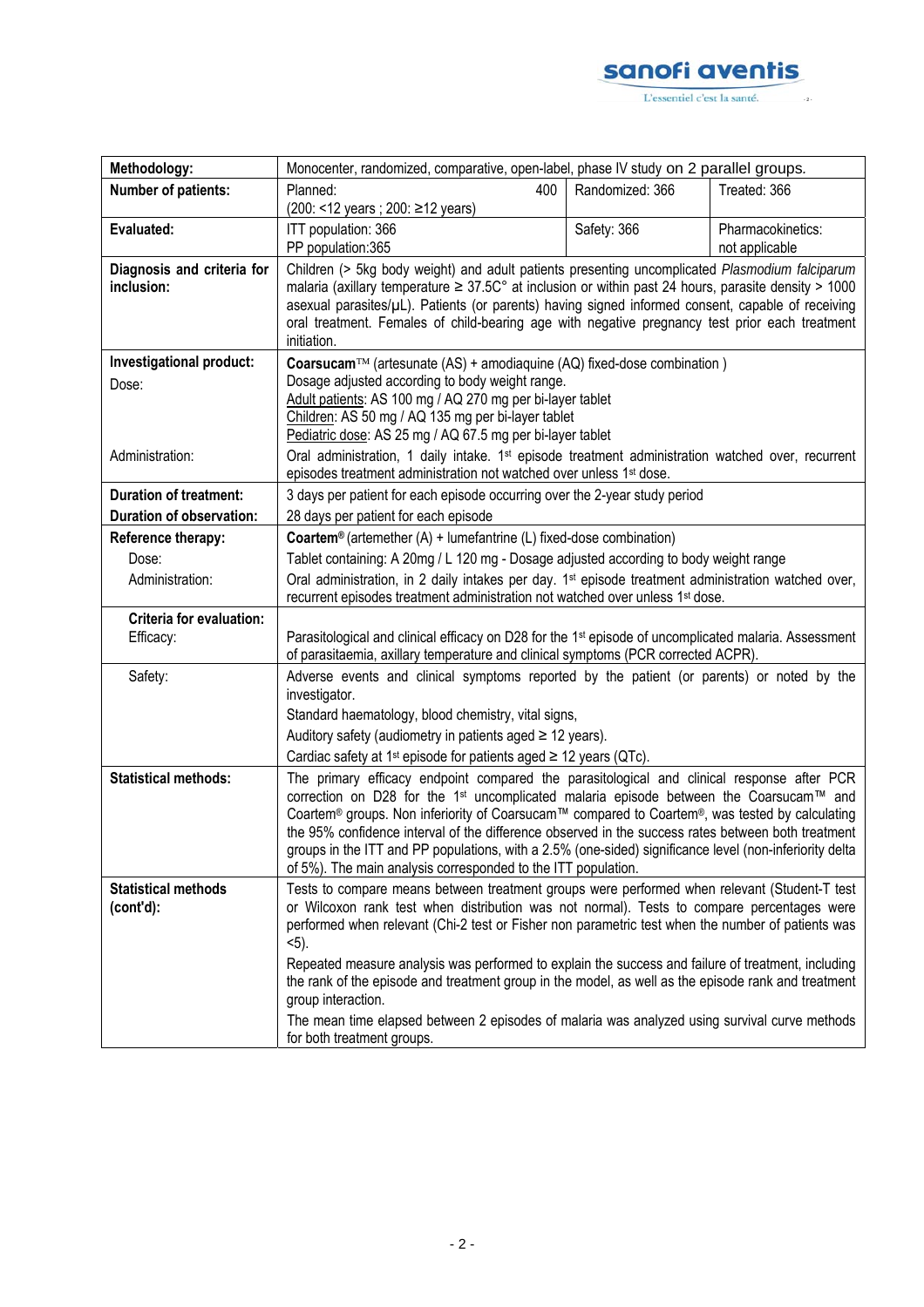| Methodology: | Monocenter, randomized, comparative, open-label, phase IV study on 2 parallel groups. | | |
|---|---|---|---|
| **Number of patients:** | Planned: 400 (200: <12 years ; 200: ≥12 years) | Randomized: 366 | Treated: 366 |
| **Evaluated:** | ITT population: 366<br>PP population:365 | Safety: 366 | Pharmacokinetics: not applicable |
| **Diagnosis and criteria for inclusion:** | Children (> 5kg body weight) and adult patients presenting uncomplicated *Plasmodium falciparum* malaria (axillary temperature ≥ 37.5C° at inclusion or within past 24 hours, parasite density > 1000 asexual parasites/μL). Patients (or parents) having signed informed consent, capable of receiving oral treatment. Females of child-bearing age with negative pregnancy test prior each treatment initiation. | | |
| **Investigational product:**<br><br>Dose:<br><br><br><br><br>Administration: | **Coarsucam**™ (artesunate (AS) + amodiaquine (AQ) fixed-dose combination )<br>Dosage adjusted according to body weight range.<br>Adult patients: AS 100 mg / AQ 270 mg per bi-layer tablet<br>Children: AS 50 mg / AQ 135 mg per bi-layer tablet<br>Pediatric dose: AS 25 mg / AQ 67.5 mg per bi-layer tablet<br>Oral administration, 1 daily intake. 1st episode treatment administration watched over, recurrent episodes treatment administration not watched over unless 1st dose. | | |
| **Duration of treatment:**<br>**Duration of observation:** | 3 days per patient for each episode occurring over the 2-year study period<br>28 days per patient for each episode | | |
| **Reference therapy:**<br>Dose:<br>Administration: | **Coartem**® (artemether (A) + lumefantrine (L) fixed-dose combination)<br>Tablet containing: A 20mg / L 120 mg - Dosage adjusted according to body weight range<br>Oral administration, in 2 daily intakes per day. 1st episode treatment administration watched over, recurrent episodes treatment administration not watched over unless 1st dose. | | |
| **Criteria for evaluation:**<br>Efficacy: | Parasitological and clinical efficacy on D28 for the 1st episode of uncomplicated malaria. Assessment of parasitaemia, axillary temperature and clinical symptoms (PCR corrected ACPR). | | |
| Safety: | Adverse events and clinical symptoms reported by the patient (or parents) or noted by the investigator.<br>Standard haematology, blood chemistry, vital signs,<br>Auditory safety (audiometry in patients aged ≥ 12 years).<br>Cardiac safety at 1st episode for patients aged ≥ 12 years (QTc). | | |
| **Statistical methods:** | The primary efficacy endpoint compared the parasitological and clinical response after PCR correction on D28 for the 1st uncomplicated malaria episode between the Coarsucam™ and Coartem® groups. Non inferiority of Coarsucam™ compared to Coartem®, was tested by calculating the 95% confidence interval of the difference observed in the success rates between both treatment groups in the ITT and PP populations, with a 2.5% (one-sided) significance level (non-inferiority delta of 5%). The main analysis corresponded to the ITT population. | | |
| **Statistical methods (cont'd):** | Tests to compare means between treatment groups were performed when relevant (Student-T test or Wilcoxon rank test when distribution was not normal). Tests to compare percentages were performed when relevant (Chi-2 test or Fisher non parametric test when the number of patients was <5).<br>Repeated measure analysis was performed to explain the success and failure of treatment, including the rank of the episode and treatment group in the model, as well as the episode rank and treatment group interaction.<br>The mean time elapsed between 2 episodes of malaria was analyzed using survival curve methods for both treatment groups. | | |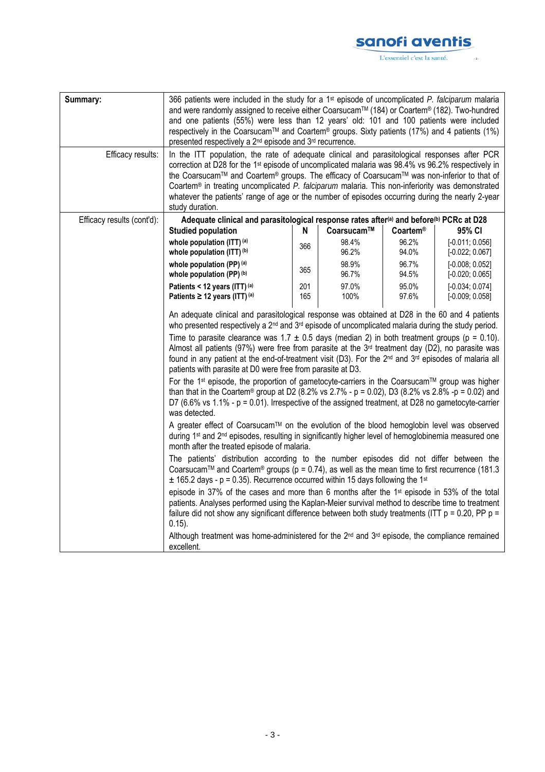| Summary: | 366 patients were included in the study for a 1st episode of uncomplicated *P. falciparum* malaria and were randomly assigned to receive either Coarsucam™ (184) or Coartem® (182). Two-hundred and one patients (55%) were less than 12 years' old: 101 and 100 patients were included respectively in the Coarsucam™ and Coartem® groups. Sixty patients (17%) and 4 patients (1%) presented respectively a 2nd episode and 3rd recurrence. |
|---|---|
| Efficacy results: | In the ITT population, the rate of adequate clinical and parasitological responses after PCR correction at D28 for the 1st episode of uncomplicated malaria was 98.4% vs 96.2% respectively in the Coarsucam™ and Coartem® groups. The efficacy of Coarsucam™ was non-inferior to that of Coartem® in treating uncomplicated *P. falciparum* malaria. This non-inferiority was demonstrated whatever the patients' range of age or the number of episodes occurring during the nearly 2-year study duration. |

Efficacy results (cont'd):

**Adequate clinical and parasitological response rates after[(a)] and before[(b)] PCRc at D28**

| Studied population | N | Coarsucam™ | Coartem® | 95% CI |
|---|---|---|---|---|
| whole population (ITT) [(a)] | 366 | 98.4% | 96.2% | [-0.011; 0.056] |
| whole population (ITT) [(b)] | | 96.2% | 94.0% | [-0.022; 0.067] |
| whole population (PP) [(a)] | 365 | 98.9% | 96.7% | [-0.008; 0.052] |
| whole population (PP) [(b)] | | 96.7% | 94.5% | [-0.020; 0.065] |
| Patients < 12 years (ITT) [(a)] | 201 | 97.0% | 95.0% | [-0.034; 0.074] |
| Patients ≥ 12 years (ITT) [(a)] | 165 | 100% | 97.6% | [-0.009; 0.058] |

An adequate clinical and parasitological response was obtained at D28 in the 60 and 4 patients who presented respectively a 2nd and 3rd episode of uncomplicated malaria during the study period.

Time to parasite clearance was 1.7 ± 0.5 days (median 2) in both treatment groups ($p = 0.10$). Almost all patients (97%) were free from parasite at the 3rd treatment day (D2), no parasite was found in any patient at the end-of-treatment visit (D3). For the 2nd and 3rd episodes of malaria all patients with parasite at D0 were free from parasite at D3.

For the 1st episode, the proportion of gametocyte-carriers in the Coarsucam™ group was higher than that in the Coartem® group at D2 (8.2% vs 2.7% - $p = 0.02$), D3 (8.2% vs 2.8% -$p = 0.02$) and D7 (6.6% vs 1.1% - $p = 0.01$). Irrespective of the assigned treatment, at D28 no gametocyte-carrier was detected.

A greater effect of Coarsucam™ on the evolution of the blood hemoglobin level was observed during 1st and 2nd episodes, resulting in significantly higher level of hemoglobinemia measured one month after the treated episode of malaria.

The patients' distribution according to the number episodes did not differ between the Coarsucam™ and Coartem® groups ($p = 0.74$), as well as the mean time to first recurrence (181.3 ± 165.2 days - $p = 0.35$). Recurrence occurred within 15 days following the 1st episode in 37% of the cases and more than 6 months after the 1st episode in 53% of the total patients. Analyses performed using the Kaplan-Meier survival method to describe time to treatment failure did not show any significant difference between both study treatments (ITT $p = 0.20$, PP $p = 0.15$).

Although treatment was home-administered for the 2nd and 3rd episode, the compliance remained excellent.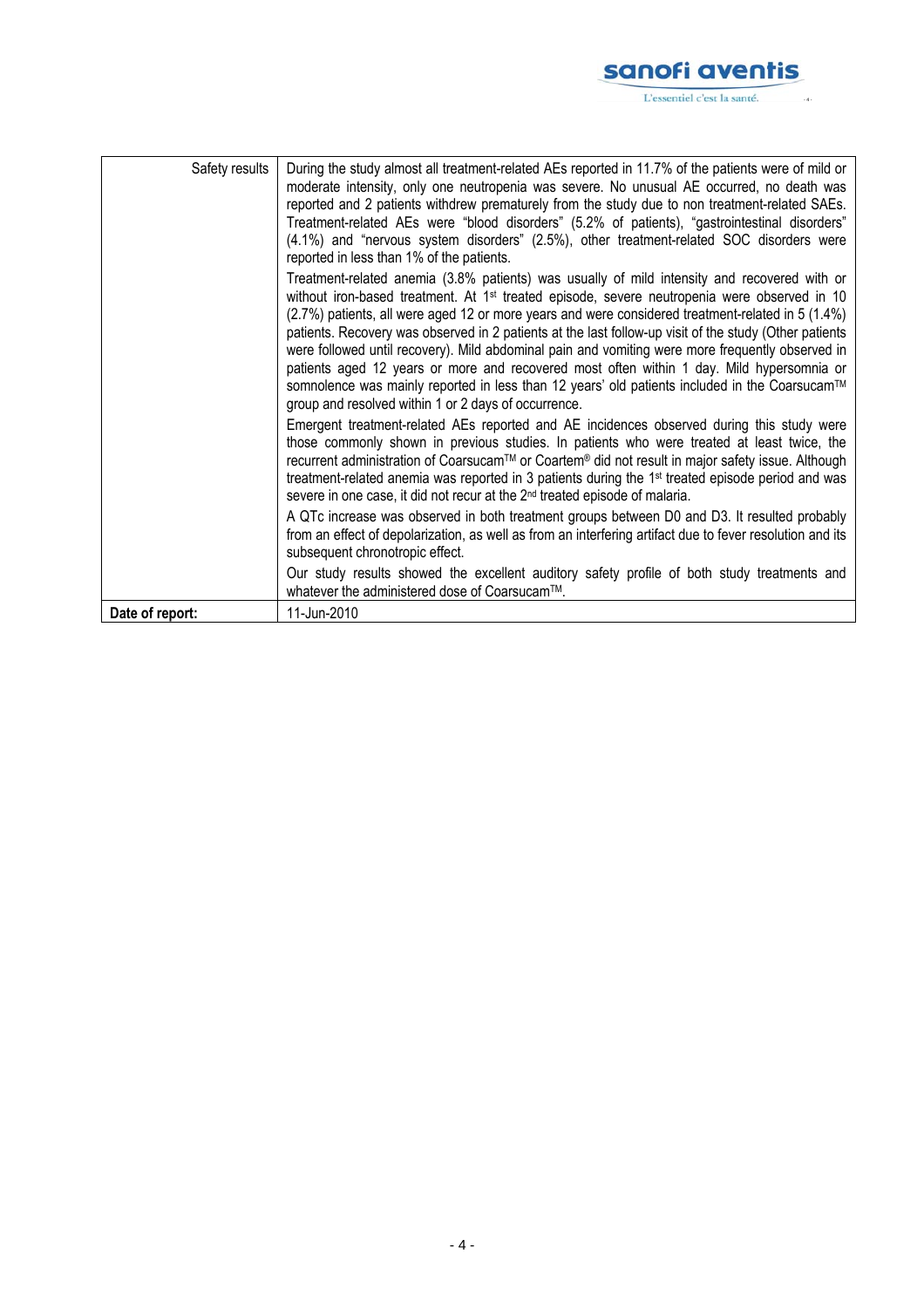| | |
|---|---|
| Safety results | During the study almost all treatment-related AEs reported in 11.7% of the patients were of mild or moderate intensity, only one neutropenia was severe. No unusual AE occurred, no death was reported and 2 patients withdrew prematurely from the study due to non treatment-related SAEs. Treatment-related AEs were "blood disorders" (5.2% of patients), "gastrointestinal disorders" (4.1%) and "nervous system disorders" (2.5%), other treatment-related SOC disorders were reported in less than 1% of the patients.<br><br>Treatment-related anemia (3.8% patients) was usually of mild intensity and recovered with or without iron-based treatment. At 1st treated episode, severe neutropenia were observed in 10 (2.7%) patients, all were aged 12 or more years and were considered treatment-related in 5 (1.4%) patients. Recovery was observed in 2 patients at the last follow-up visit of the study (Other patients were followed until recovery). Mild abdominal pain and vomiting were more frequently observed in patients aged 12 years or more and recovered most often within 1 day. Mild hypersomnia or somnolence was mainly reported in less than 12 years' old patients included in the Coarsucam™ group and resolved within 1 or 2 days of occurrence.<br><br>Emergent treatment-related AEs reported and AE incidences observed during this study were those commonly shown in previous studies. In patients who were treated at least twice, the recurrent administration of Coarsucam™ or Coartem® did not result in major safety issue. Although treatment-related anemia was reported in 3 patients during the 1st treated episode period and was severe in one case, it did not recur at the 2nd treated episode of malaria.<br><br>A QTc increase was observed in both treatment groups between D0 and D3. It resulted probably from an effect of depolarization, as well as from an interfering artifact due to fever resolution and its subsequent chronotropic effect.<br><br>Our study results showed the excellent auditory safety profile of both study treatments and whatever the administered dose of Coarsucam™. |
| **Date of report:** | 11-Jun-2010 |